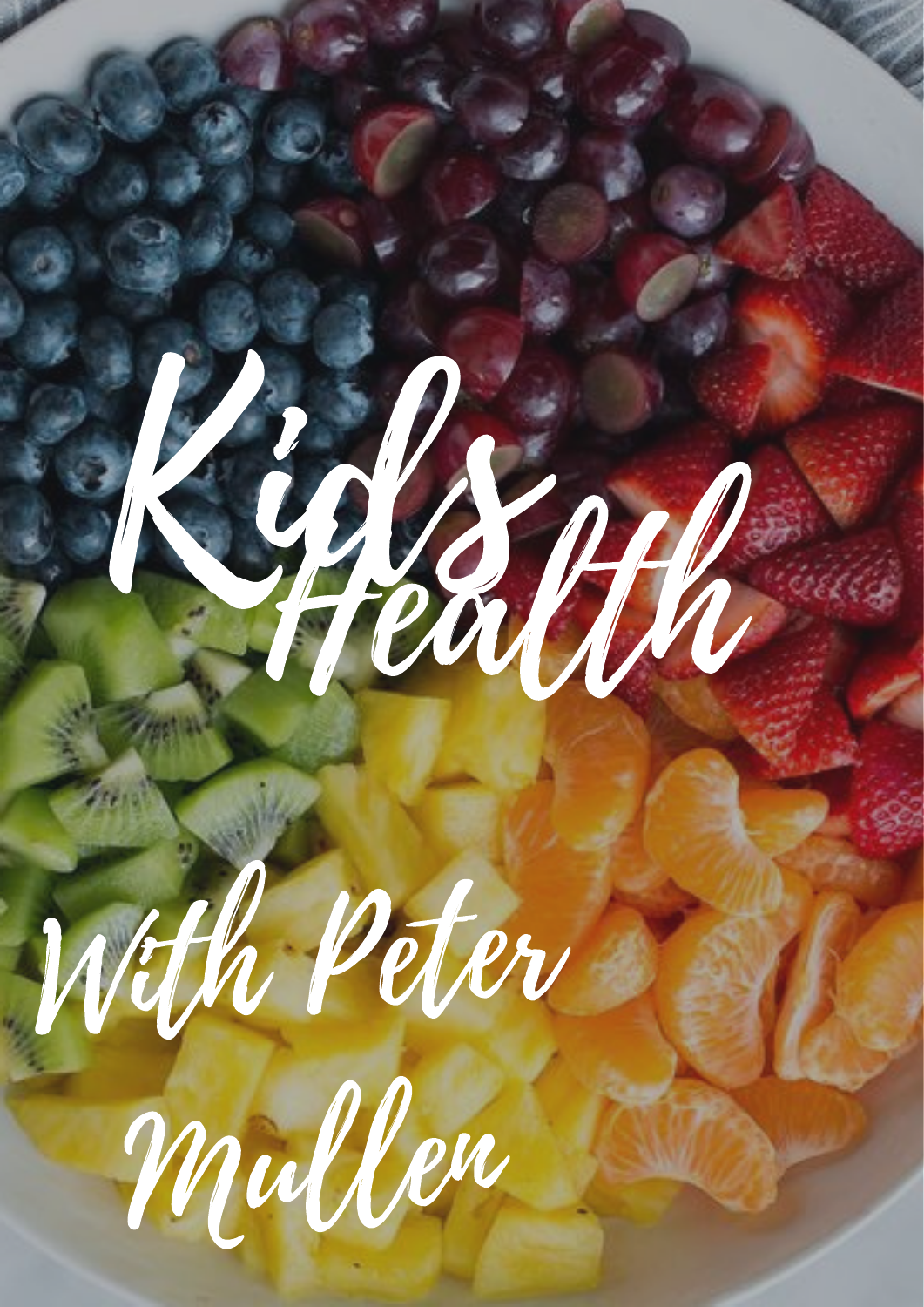# Kids Health

## With Peter Mullen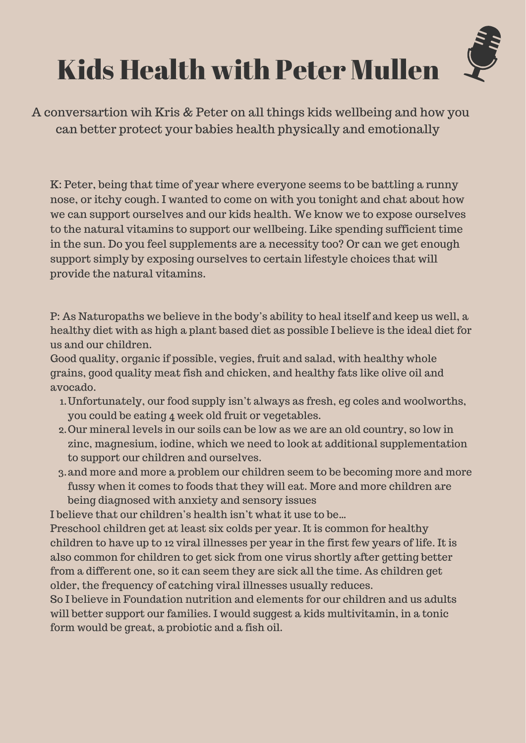# Kids Health with Peter Mullen

A conversartion wih Kris & Peter on all things kids wellbeing and how you can better protect your babies health physically and emotionally

K: Peter, being that time of year where everyone seems to be battling a runny nose, or itchy cough. I wanted to come on with you tonight and chat about how we can support ourselves and our kids health. We know we to expose ourselves to the natural vitamins to support our wellbeing. Like spending sufficient time in the sun. Do you feel supplements are a necessity too? Or can we get enough support simply by exposing ourselves to certain lifestyle choices that will provide the natural vitamins.

P: As Naturopaths we believe in the body's ability to heal itself and keep us well, a healthy diet with as high a plant based diet as possible I believe is the ideal diet for us and our children.
Good quality, organic if possible, vegies, fruit and salad, with healthy whole grains, good quality meat fish and chicken, and healthy fats like olive oil and avocado.

1. Unfortunately, our food supply isn't always as fresh, eg coles and woolworths, you could be eating 4 week old fruit or vegetables.
2. Our mineral levels in our soils can be low as we are an old country, so low in zinc, magnesium, iodine, which we need to look at additional supplementation to support our children and ourselves.
3. and more and more a problem our children seem to be becoming more and more fussy when it comes to foods that they will eat. More and more children are being diagnosed with anxiety and sensory issues

I believe that our children's health isn't what it use to be...
Preschool children get at least six colds per year. It is common for healthy children to have up to 12 viral illnesses per year in the first few years of life. It is also common for children to get sick from one virus shortly after getting better from a different one, so it can seem they are sick all the time. As children get older, the frequency of catching viral illnesses usually reduces.
So I believe in Foundation nutrition and elements for our children and us adults will better support our families. I would suggest a kids multivitamin, in a tonic form would be great, a probiotic and a fish oil.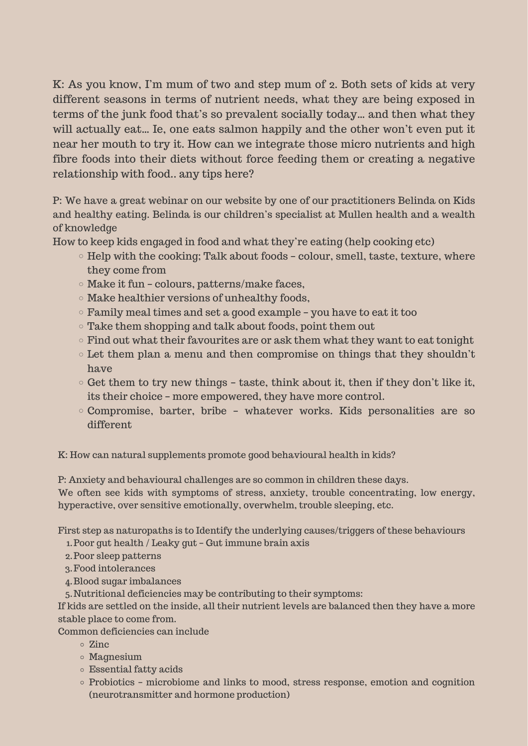K: As you know, I'm mum of two and step mum of 2. Both sets of kids at very different seasons in terms of nutrient needs, what they are being exposed in terms of the junk food that's so prevalent socially today… and then what they will actually eat… Ie, one eats salmon happily and the other won't even put it near her mouth to try it. How can we integrate those micro nutrients and high fibre foods into their diets without force feeding them or creating a negative relationship with food.. any tips here?

P: We have a great webinar on our website by one of our practitioners Belinda on Kids and healthy eating. Belinda is our children's specialist at Mullen health and a wealth of knowledge

How to keep kids engaged in food and what they're eating (help cooking etc)

- Help with the cooking; Talk about foods – colour, smell, taste, texture, where they come from
- Make it fun – colours, patterns/make faces,
- Make healthier versions of unhealthy foods,
- Family meal times and set a good example – you have to eat it too
- Take them shopping and talk about foods, point them out
- Find out what their favourites are or ask them what they want to eat tonight
- Let them plan a menu and then compromise on things that they shouldn't have
- Get them to try new things – taste, think about it, then if they don't like it, its their choice – more empowered, they have more control.
- Compromise, barter, bribe – whatever works. Kids personalities are so different

K: How can natural supplements promote good behavioural health in kids?

P: Anxiety and behavioural challenges are so common in children these days.
We often see kids with symptoms of stress, anxiety, trouble concentrating, low energy, hyperactive, over sensitive emotionally, overwhelm, trouble sleeping, etc.

First step as naturopaths is to Identify the underlying causes/triggers of these behaviours

1. Poor gut health / Leaky gut – Gut immune brain axis
2. Poor sleep patterns
3. Food intolerances
4. Blood sugar imbalances
5. Nutritional deficiencies may be contributing to their symptoms:

If kids are settled on the inside, all their nutrient levels are balanced then they have a more stable place to come from.

Common deficiencies can include

- Zinc
- Magnesium
- Essential fatty acids
- Probiotics – microbiome and links to mood, stress response, emotion and cognition (neurotransmitter and hormone production)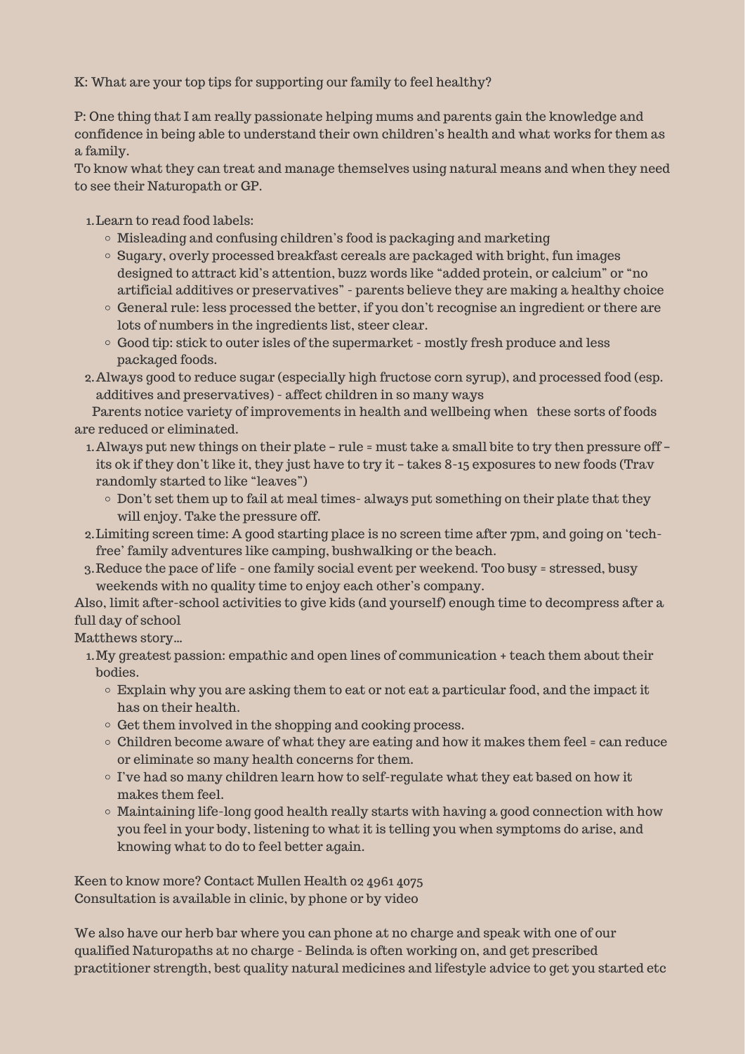K: What are your top tips for supporting our family to feel healthy?

P: One thing that I am really passionate helping mums and parents gain the knowledge and confidence in being able to understand their own children's health and what works for them as a family.
To know what they can treat and manage themselves using natural means and when they need to see their Naturopath or GP.

1. Learn to read food labels:
   - Misleading and confusing children's food is packaging and marketing
   - Sugary, overly processed breakfast cereals are packaged with bright, fun images designed to attract kid's attention, buzz words like "added protein, or calcium" or "no artificial additives or preservatives" - parents believe they are making a healthy choice
   - General rule: less processed the better, if you don't recognise an ingredient or there are lots of numbers in the ingredients list, steer clear.
   - Good tip: stick to outer isles of the supermarket - mostly fresh produce and less packaged foods.
2. Always good to reduce sugar (especially high fructose corn syrup), and processed food (esp. additives and preservatives) - affect children in so many ways

Parents notice variety of improvements in health and wellbeing when these sorts of foods are reduced or eliminated.

1. Always put new things on their plate – rule = must take a small bite to try then pressure off – its ok if they don't like it, they just have to try it – takes 8-15 exposures to new foods (Trav randomly started to like "leaves")
   - Don't set them up to fail at meal times- always put something on their plate that they will enjoy. Take the pressure off.
2. Limiting screen time: A good starting place is no screen time after 7pm, and going on 'tech-free' family adventures like camping, bushwalking or the beach.
3. Reduce the pace of life - one family social event per weekend. Too busy = stressed, busy weekends with no quality time to enjoy each other's company.

Also, limit after-school activities to give kids (and yourself) enough time to decompress after a full day of school
Matthews story...

1. My greatest passion: empathic and open lines of communication + teach them about their bodies.
   - Explain why you are asking them to eat or not eat a particular food, and the impact it has on their health.
   - Get them involved in the shopping and cooking process.
   - Children become aware of what they are eating and how it makes them feel = can reduce or eliminate so many health concerns for them.
   - I've had so many children learn how to self-regulate what they eat based on how it makes them feel.
   - Maintaining life-long good health really starts with having a good connection with how you feel in your body, listening to what it is telling you when symptoms do arise, and knowing what to do to feel better again.

Keen to know more? Contact Mullen Health 02 4961 4075
Consultation is available in clinic, by phone or by video

We also have our herb bar where you can phone at no charge and speak with one of our qualified Naturopaths at no charge - Belinda is often working on, and get prescribed practitioner strength, best quality natural medicines and lifestyle advice to get you started etc